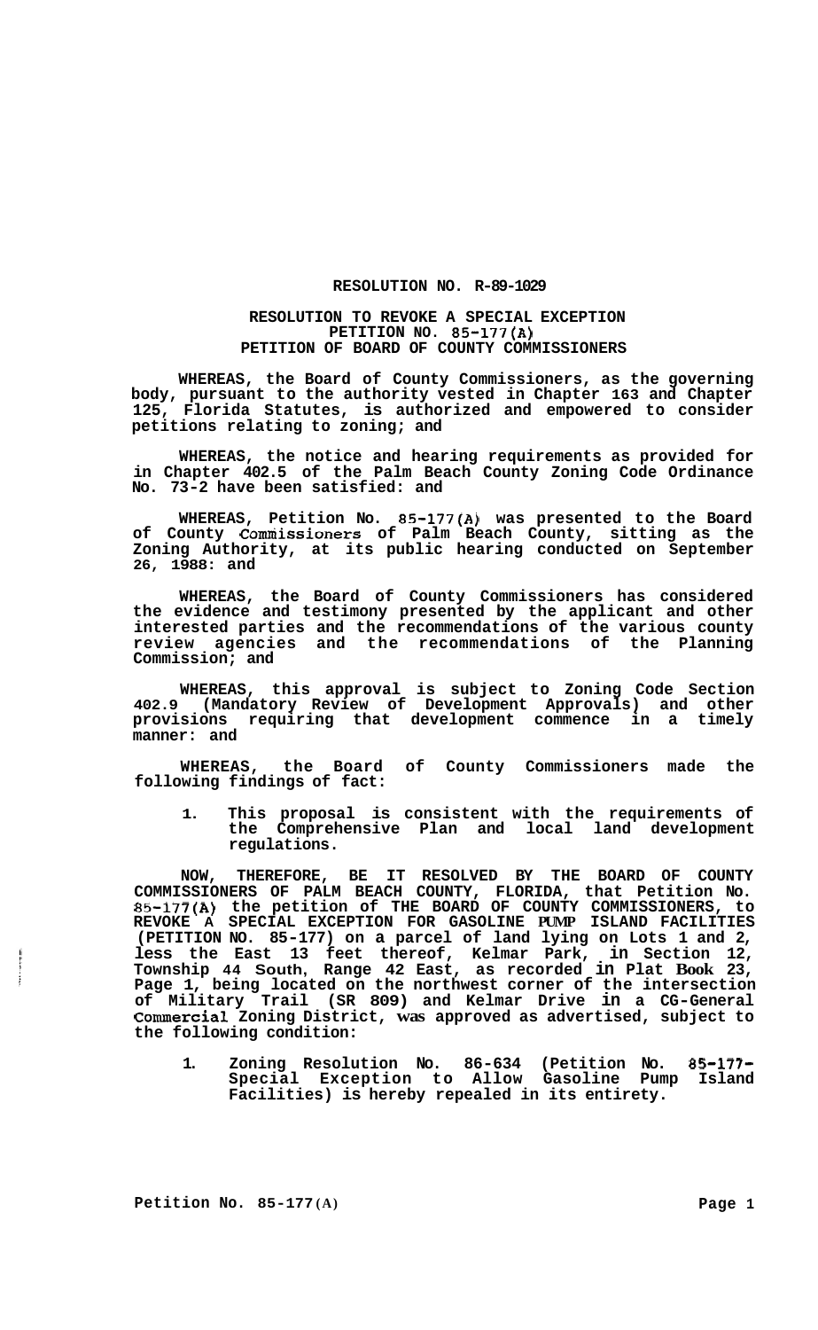**RESOLUTION NO. R-89-1029**

**RESOLUTION TO REVOKE A SPECIAL EXCEPTION**
**PETITION NO. 85-177(A)**
**PETITION OF BOARD OF COUNTY COMMISSIONERS**

**WHEREAS, the Board of County Commissioners, as the governing body, pursuant to the authority vested in Chapter 163 and Chapter 125, Florida Statutes, is authorized and empowered to consider petitions relating to zoning; and**

**WHEREAS, the notice and hearing requirements as provided for in Chapter 402.5 of the Palm Beach County Zoning Code Ordinance No. 73-2 have been satisfied: and**

**WHEREAS, Petition No. 85-177(A) was presented to the Board of County Commissioners of Palm Beach County, sitting as the Zoning Authority, at its public hearing conducted on September 26, 1988: and**

**WHEREAS, the Board of County Commissioners has considered the evidence and testimony presented by the applicant and other interested parties and the recommendations of the various county review agencies and the recommendations of the Planning Commission; and**

**WHEREAS, this approval is subject to Zoning Code Section 402.9 (Mandatory Review of Development Approvals) and other provisions requiring that development commence in a timely manner: and**

**WHEREAS, the Board of County Commissioners made the following findings of fact:**

1. **This proposal is consistent with the requirements of the Comprehensive Plan and local land development regulations.**

**NOW, THEREFORE, BE IT RESOLVED BY THE BOARD OF COUNTY COMMISSIONERS OF PALM BEACH COUNTY, FLORIDA, that Petition No. 85-177(A) the petition of THE BOARD OF COUNTY COMMISSIONERS, to REVOKE A SPECIAL EXCEPTION FOR GASOLINE PUMP ISLAND FACILITIES (PETITION NO. 85-177) on a parcel of land lying on Lots 1 and 2, less the East 13 feet thereof, Kelmar Park, in Section 12, Township 44 South, Range 42 East, as recorded in Plat Book 23, Page 1, being located on the northwest corner of the intersection of Military Trail (SR 809) and Kelmar Drive in a CG-General Commercial Zoning District, was approved as advertised, subject to the following condition:**

1. **Zoning Resolution No. 86-634 (Petition No. 85-177- Special Exception to Allow Gasoline Pump Island Facilities) is hereby repealed in its entirety.**

**Petition No. 85-177(A)**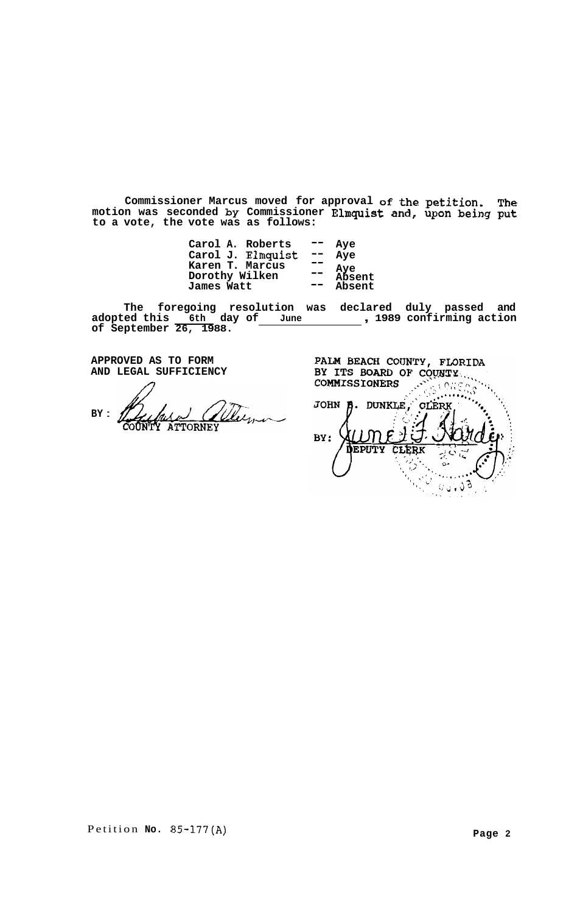Commissioner Marcus moved for approval of the petition. The motion was seconded by Commissioner Elmquist and, upon being put to a vote, the vote was as follows:

| | | |
|---|---|---|
| Carol A. Roberts | -- | Aye |
| Carol J. Elmquist | -- | Aye |
| Karen T. Marcus | -- | Aye |
| Dorothy Wilken | -- | Absent |
| James Watt | -- | Absent |

The foregoing resolution was declared duly passed and adopted this 6th day of June, 1989 confirming action of September 26, 1988.

APPROVED AS TO FORM AND LEGAL SUFFICIENCY

BY: COUNTY ATTORNEY

PALM BEACH COUNTY, FLORIDA BY ITS BOARD OF COUNTY COMMISSIONERS

JOHN B. DUNKLE, CLERK

BY: DEPUTY CLERK

Petition No. 85-177(A)